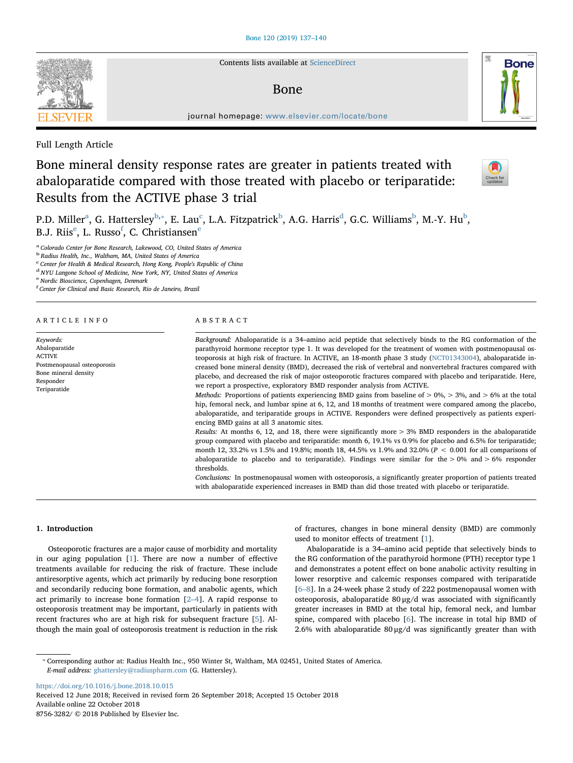Full Length Article

# Bone mineral density response rates are greater in patients treated with abaloparatide compared with those treated with placebo or teriparatide: Results from the ACTIVE phase 3 trial

P.D. Miller[a], G. Hattersley[b,*], E. Lau[c], L.A. Fitzpatrick[b], A.G. Harris[d], G.C. Williams[b], M.-Y. Hu[b], B.J. Riis[e], L. Russo[f], C. Christiansen[e]

[a] Colorado Center for Bone Research, Lakewood, CO, United States of America
[b] Radius Health, Inc., Waltham, MA, United States of America
[c] Center for Health & Medical Research, Hong Kong, People's Republic of China
[d] NYU Langone School of Medicine, New York, NY, United States of America
[e] Nordic Bioscience, Copenhagen, Denmark
[f] Center for Clinical and Basic Research, Rio de Janeiro, Brazil

## ARTICLE INFO

*Keywords:*
Abaloparatide
ACTIVE
Postmenopausal osteoporosis
Bone mineral density
Responder
Teriparatide

## ABSTRACT

*Background:* Abaloparatide is a 34–amino acid peptide that selectively binds to the RG conformation of the parathyroid hormone receptor type 1. It was developed for the treatment of women with postmenopausal osteoporosis at high risk of fracture. In ACTIVE, an 18-month phase 3 study (NCT01343004), abaloparatide increased bone mineral density (BMD), decreased the risk of vertebral and nonvertebral fractures compared with placebo, and decreased the risk of major osteoporotic fractures compared with placebo and teriparatide. Here, we report a prospective, exploratory BMD responder analysis from ACTIVE.

*Methods:* Proportions of patients experiencing BMD gains from baseline of > 0%, > 3%, and > 6% at the total hip, femoral neck, and lumbar spine at 6, 12, and 18 months of treatment were compared among the placebo, abaloparatide, and teriparatide groups in ACTIVE. Responders were defined prospectively as patients experiencing BMD gains at all 3 anatomic sites.

*Results:* At months 6, 12, and 18, there were significantly more > 3% BMD responders in the abaloparatide group compared with placebo and teriparatide: month 6, 19.1% vs 0.9% for placebo and 6.5% for teriparatide; month 12, 33.2% vs 1.5% and 19.8%; month 18, 44.5% vs 1.9% and 32.0% ($P < 0.001$ for all comparisons of abaloparatide to placebo and to teriparatide). Findings were similar for the > 0% and > 6% responder thresholds.

*Conclusions:* In postmenopausal women with osteoporosis, a significantly greater proportion of patients treated with abaloparatide experienced increases in BMD than did those treated with placebo or teriparatide.

## 1. Introduction

Osteoporotic fractures are a major cause of morbidity and mortality in our aging population [1]. There are now a number of effective treatments available for reducing the risk of fracture. These include antiresorptive agents, which act primarily by reducing bone resorption and secondarily reducing bone formation, and anabolic agents, which act primarily to increase bone formation [2–4]. A rapid response to osteoporosis treatment may be important, particularly in patients with recent fractures who are at high risk for subsequent fracture [5]. Although the main goal of osteoporosis treatment is reduction in the risk of fractures, changes in bone mineral density (BMD) are commonly used to monitor effects of treatment [1].

Abaloparatide is a 34–amino acid peptide that selectively binds to the RG conformation of the parathyroid hormone (PTH) receptor type 1 and demonstrates a potent effect on bone anabolic activity resulting in lower resorptive and calcemic responses compared with teriparatide [6–8]. In a 24-week phase 2 study of 222 postmenopausal women with osteoporosis, abaloparatide 80 μg/d was associated with significantly greater increases in BMD at the total hip, femoral neck, and lumbar spine, compared with placebo [6]. The increase in total hip BMD of 2.6% with abaloparatide 80 μg/d was significantly greater than with

* Corresponding author at: Radius Health Inc., 950 Winter St, Waltham, MA 02451, United States of America.
*E-mail address:* ghattersley@radiuspharm.com (G. Hattersley).

https://doi.org/10.1016/j.bone.2018.10.015
Received 12 June 2018; Received in revised form 26 September 2018; Accepted 15 October 2018
Available online 22 October 2018
8756-3282/ © 2018 Published by Elsevier Inc.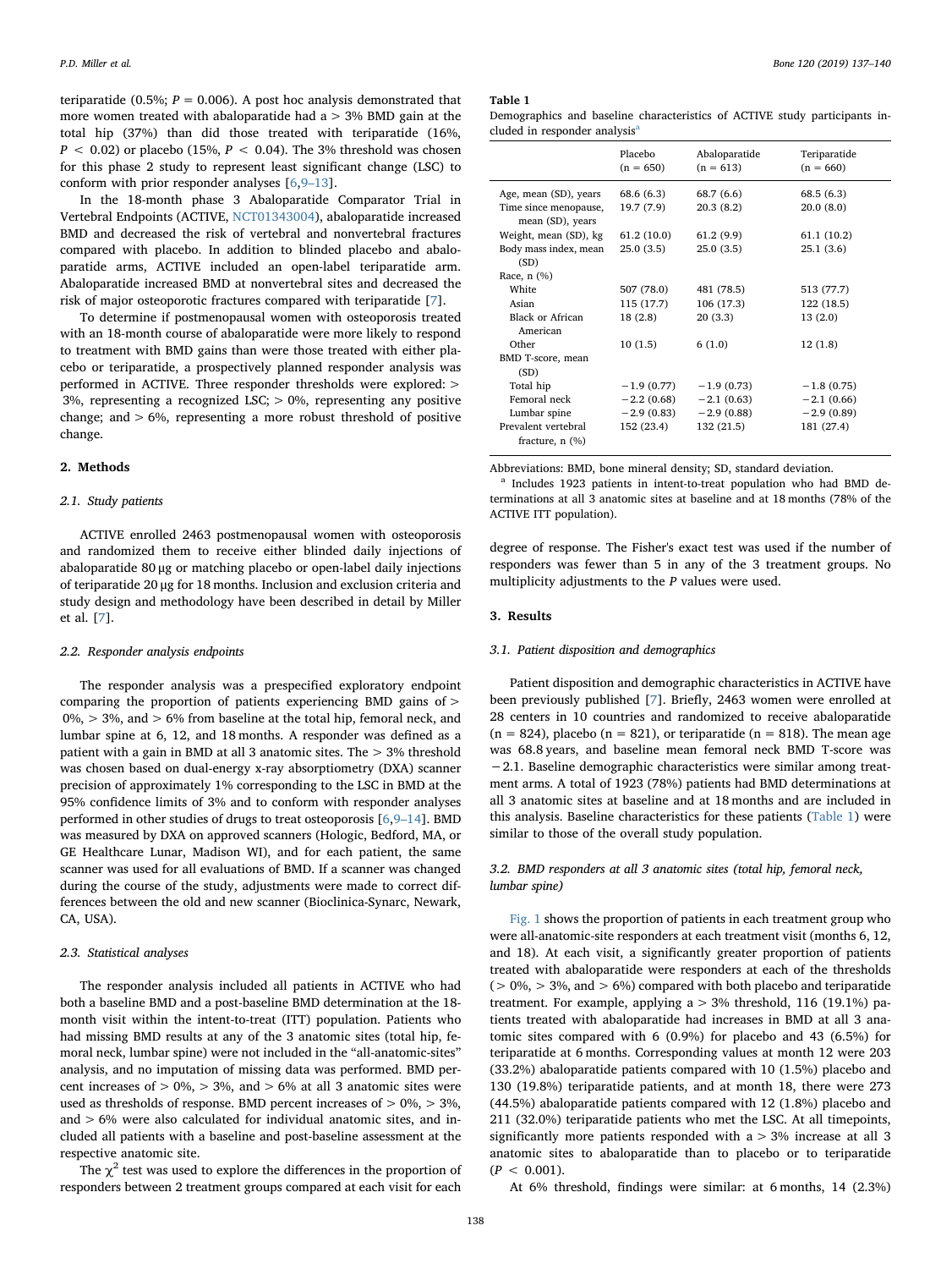teriparatide (0.5%; $P = 0.006$). A post hoc analysis demonstrated that more women treated with abaloparatide had a > 3% BMD gain at the total hip (37%) than did those treated with teriparatide (16%, $P < 0.02$) or placebo (15%, $P < 0.04$). The 3% threshold was chosen for this phase 2 study to represent least significant change (LSC) to conform with prior responder analyses [6,9–13].

In the 18-month phase 3 Abaloparatide Comparator Trial in Vertebral Endpoints (ACTIVE, NCT01343004), abaloparatide increased BMD and decreased the risk of vertebral and nonvertebral fractures compared with placebo. In addition to blinded placebo and abaloparatide arms, ACTIVE included an open-label teriparatide arm. Abaloparatide increased BMD at nonvertebral sites and decreased the risk of major osteoporotic fractures compared with teriparatide [7].

To determine if postmenopausal women with osteoporosis treated with an 18-month course of abaloparatide were more likely to respond to treatment with BMD gains than were those treated with either placebo or teriparatide, a prospectively planned responder analysis was performed in ACTIVE. Three responder thresholds were explored: > 3%, representing a recognized LSC; > 0%, representing any positive change; and > 6%, representing a more robust threshold of positive change.

## 2. Methods

### 2.1. Study patients

ACTIVE enrolled 2463 postmenopausal women with osteoporosis and randomized them to receive either blinded daily injections of abaloparatide 80 μg or matching placebo or open-label daily injections of teriparatide 20 μg for 18 months. Inclusion and exclusion criteria and study design and methodology have been described in detail by Miller et al. [7].

### 2.2. Responder analysis endpoints

The responder analysis was a prespecified exploratory endpoint comparing the proportion of patients experiencing BMD gains of > 0%, > 3%, and > 6% from baseline at the total hip, femoral neck, and lumbar spine at 6, 12, and 18 months. A responder was defined as a patient with a gain in BMD at all 3 anatomic sites. The > 3% threshold was chosen based on dual-energy x-ray absorptiometry (DXA) scanner precision of approximately 1% corresponding to the LSC in BMD at the 95% confidence limits of 3% and to conform with responder analyses performed in other studies of drugs to treat osteoporosis [6,9–14]. BMD was measured by DXA on approved scanners (Hologic, Bedford, MA, or GE Healthcare Lunar, Madison WI), and for each patient, the same scanner was used for all evaluations of BMD. If a scanner was changed during the course of the study, adjustments were made to correct differences between the old and new scanner (Bioclinica-Synarc, Newark, CA, USA).

### 2.3. Statistical analyses

The responder analysis included all patients in ACTIVE who had both a baseline BMD and a post-baseline BMD determination at the 18-month visit within the intent-to-treat (ITT) population. Patients who had missing BMD results at any of the 3 anatomic sites (total hip, femoral neck, lumbar spine) were not included in the "all-anatomic-sites" analysis, and no imputation of missing data was performed. BMD percent increases of > 0%, > 3%, and > 6% at all 3 anatomic sites were used as thresholds of response. BMD percent increases of > 0%, > 3%, and > 6% were also calculated for individual anatomic sites, and included all patients with a baseline and post-baseline assessment at the respective anatomic site.

The $\chi^2$ test was used to explore the differences in the proportion of responders between 2 treatment groups compared at each visit for each degree of response. The Fisher's exact test was used if the number of responders was fewer than 5 in any of the 3 treatment groups. No multiplicity adjustments to the $P$ values were used.

**Table 1**
Demographics and baseline characteristics of ACTIVE study participants included in responder analysis[a]

| | Placebo (n = 650) | Abaloparatide (n = 613) | Teriparatide (n = 660) |
|---|---|---|---|
| Age, mean (SD), years | 68.6 (6.3) | 68.7 (6.6) | 68.5 (6.3) |
| Time since menopause, mean (SD), years | 19.7 (7.9) | 20.3 (8.2) | 20.0 (8.0) |
| Weight, mean (SD), kg | 61.2 (10.0) | 61.2 (9.9) | 61.1 (10.2) |
| Body mass index, mean (SD) | 25.0 (3.5) | 25.0 (3.5) | 25.1 (3.6) |
| Race, n (%) | | | |
| White | 507 (78.0) | 481 (78.5) | 513 (77.7) |
| Asian | 115 (17.7) | 106 (17.3) | 122 (18.5) |
| Black or African American | 18 (2.8) | 20 (3.3) | 13 (2.0) |
| Other | 10 (1.5) | 6 (1.0) | 12 (1.8) |
| BMD T-score, mean (SD) | | | |
| Total hip | −1.9 (0.77) | −1.9 (0.73) | −1.8 (0.75) |
| Femoral neck | −2.2 (0.68) | −2.1 (0.63) | −2.1 (0.66) |
| Lumbar spine | −2.9 (0.83) | −2.9 (0.88) | −2.9 (0.89) |
| Prevalent vertebral fracture, n (%) | 152 (23.4) | 132 (21.5) | 181 (27.4) |

Abbreviations: BMD, bone mineral density; SD, standard deviation.

[a] Includes 1923 patients in intent-to-treat population who had BMD determinations at all 3 anatomic sites at baseline and at 18 months (78% of the ACTIVE ITT population).

## 3. Results

### 3.1. Patient disposition and demographics

Patient disposition and demographic characteristics in ACTIVE have been previously published [7]. Briefly, 2463 women were enrolled at 28 centers in 10 countries and randomized to receive abaloparatide (n = 824), placebo (n = 821), or teriparatide (n = 818). The mean age was 68.8 years, and baseline mean femoral neck BMD T-score was −2.1. Baseline demographic characteristics were similar among treatment arms. A total of 1923 (78%) patients had BMD determinations at all 3 anatomic sites at baseline and at 18 months and are included in this analysis. Baseline characteristics for these patients (Table 1) were similar to those of the overall study population.

### 3.2. BMD responders at all 3 anatomic sites (total hip, femoral neck, lumbar spine)

Fig. 1 shows the proportion of patients in each treatment group who were all-anatomic-site responders at each treatment visit (months 6, 12, and 18). At each visit, a significantly greater proportion of patients treated with abaloparatide were responders at each of the thresholds (> 0%, > 3%, and > 6%) compared with both placebo and teriparatide treatment. For example, applying a > 3% threshold, 116 (19.1%) patients treated with abaloparatide had increases in BMD at all 3 anatomic sites compared with 6 (0.9%) for placebo and 43 (6.5%) for teriparatide at 6 months. Corresponding values at month 12 were 203 (33.2%) abaloparatide patients compared with 10 (1.5%) placebo and 130 (19.8%) teriparatide patients, and at month 18, there were 273 (44.5%) abaloparatide patients compared with 12 (1.8%) placebo and 211 (32.0%) teriparatide patients who met the LSC. At all timepoints, significantly more patients responded with a > 3% increase at all 3 anatomic sites to abaloparatide than to placebo or to teriparatide ($P < 0.001$).

At 6% threshold, findings were similar: at 6 months, 14 (2.3%)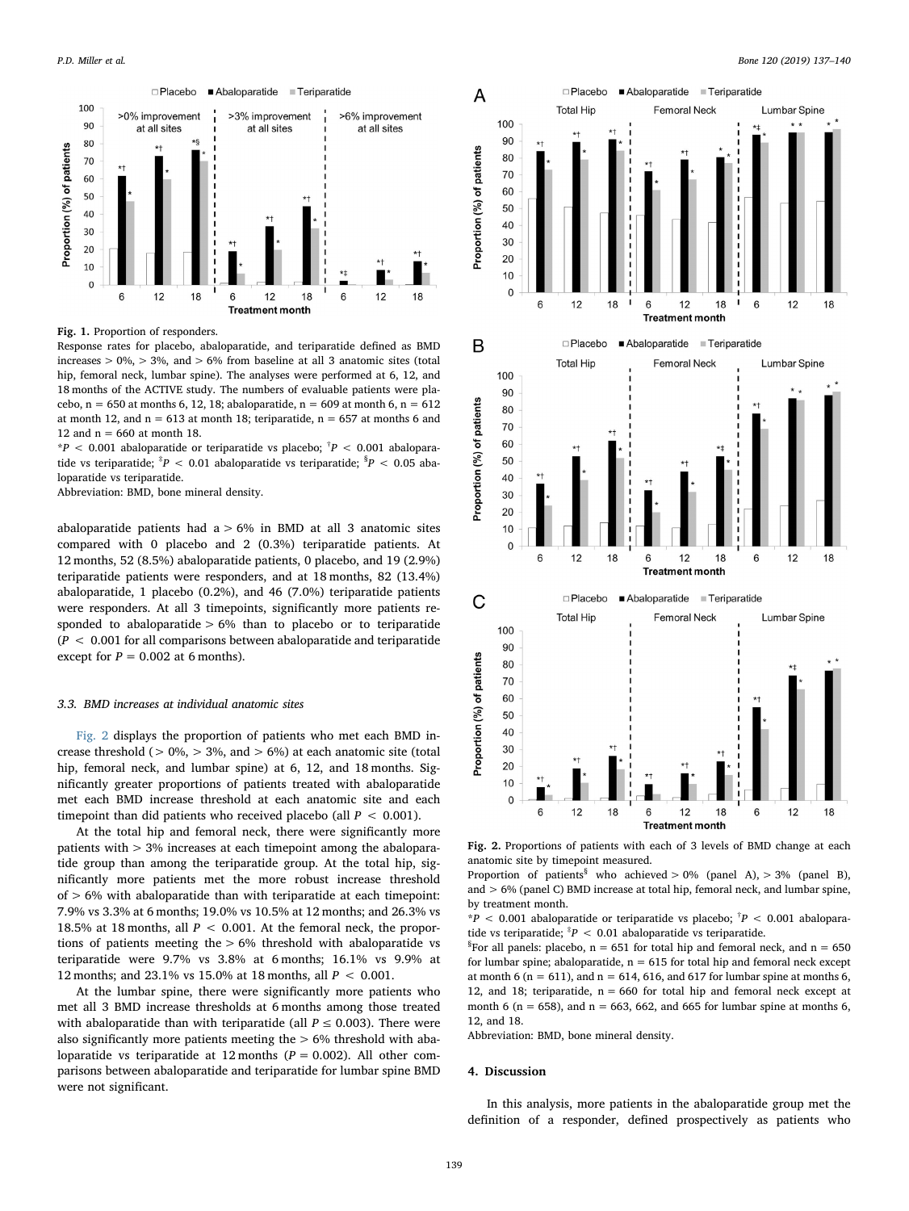Fig. 1. Proportion of responders.

Response rates for placebo, abaloparatide, and teriparatide defined as BMD increases > 0%, > 3%, and > 6% from baseline at all 3 anatomic sites (total hip, femoral neck, lumbar spine). The analyses were performed at 6, 12, and 18 months of the ACTIVE study. The numbers of evaluable patients were placebo, n = 650 at months 6, 12, 18; abaloparatide, n = 609 at month 6, n = 612 at month 12, and n = 613 at month 18; teriparatide, n = 657 at months 6 and 12 and n = 660 at month 18.

*$P < 0.001$ abaloparatide or teriparatide vs placebo; †$P < 0.001$ abaloparatide vs teriparatide; ‡$P < 0.01$ abaloparatide vs teriparatide; §$P < 0.05$ abaloparatide vs teriparatide.

Abbreviation: BMD, bone mineral density.

abaloparatide patients had a > 6% in BMD at all 3 anatomic sites compared with 0 placebo and 2 (0.3%) teriparatide patients. At 12 months, 52 (8.5%) abaloparatide patients, 0 placebo, and 19 (2.9%) teriparatide patients were responders, and at 18 months, 82 (13.4%) abaloparatide, 1 placebo (0.2%), and 46 (7.0%) teriparatide patients were responders. At all 3 timepoints, significantly more patients responded to abaloparatide > 6% than to placebo or to teriparatide ($P < 0.001$ for all comparisons between abaloparatide and teriparatide except for $P = 0.002$ at 6 months).

### 3.3. BMD increases at individual anatomic sites

Fig. 2 displays the proportion of patients who met each BMD increase threshold (> 0%, > 3%, and > 6%) at each anatomic site (total hip, femoral neck, and lumbar spine) at 6, 12, and 18 months. Significantly greater proportions of patients treated with abaloparatide met each BMD increase threshold at each anatomic site and each timepoint than did patients who received placebo (all $P < 0.001$).

At the total hip and femoral neck, there were significantly more patients with > 3% increases at each timepoint among the abaloparatide group than among the teriparatide group. At the total hip, significantly more patients met the more robust increase threshold of > 6% with abaloparatide than with teriparatide at each timepoint: 7.9% vs 3.3% at 6 months; 19.0% vs 10.5% at 12 months; and 26.3% vs 18.5% at 18 months, all $P < 0.001$. At the femoral neck, the proportions of patients meeting the > 6% threshold with abaloparatide vs teriparatide were 9.7% vs 3.8% at 6 months; 16.1% vs 9.9% at 12 months; and 23.1% vs 15.0% at 18 months, all $P < 0.001$.

At the lumbar spine, there were significantly more patients who met all 3 BMD increase thresholds at 6 months among those treated with abaloparatide than with teriparatide (all $P \leq 0.003$). There were also significantly more patients meeting the > 6% threshold with abaloparatide vs teriparatide at 12 months ($P = 0.002$). All other comparisons between abaloparatide and teriparatide for lumbar spine BMD were not significant.

Fig. 2. Proportions of patients with each of 3 levels of BMD change at each anatomic site by timepoint measured.

Proportion of patients§ who achieved > 0% (panel A), > 3% (panel B), and > 6% (panel C) BMD increase at total hip, femoral neck, and lumbar spine, by treatment month.

*$P < 0.001$ abaloparatide or teriparatide vs placebo; †$P < 0.001$ abaloparatide vs teriparatide; ‡$P < 0.01$ abaloparatide vs teriparatide.

§For all panels: placebo, n = 651 for total hip and femoral neck, and n = 650 for lumbar spine; abaloparatide, n = 615 for total hip and femoral neck except at month 6 (n = 611), and n = 614, 616, and 617 for lumbar spine at months 6, 12, and 18; teriparatide, n = 660 for total hip and femoral neck except at month 6 (n = 658), and n = 663, 662, and 665 for lumbar spine at months 6, 12, and 18.

Abbreviation: BMD, bone mineral density.

## 4. Discussion

In this analysis, more patients in the abaloparatide group met the definition of a responder, defined prospectively as patients who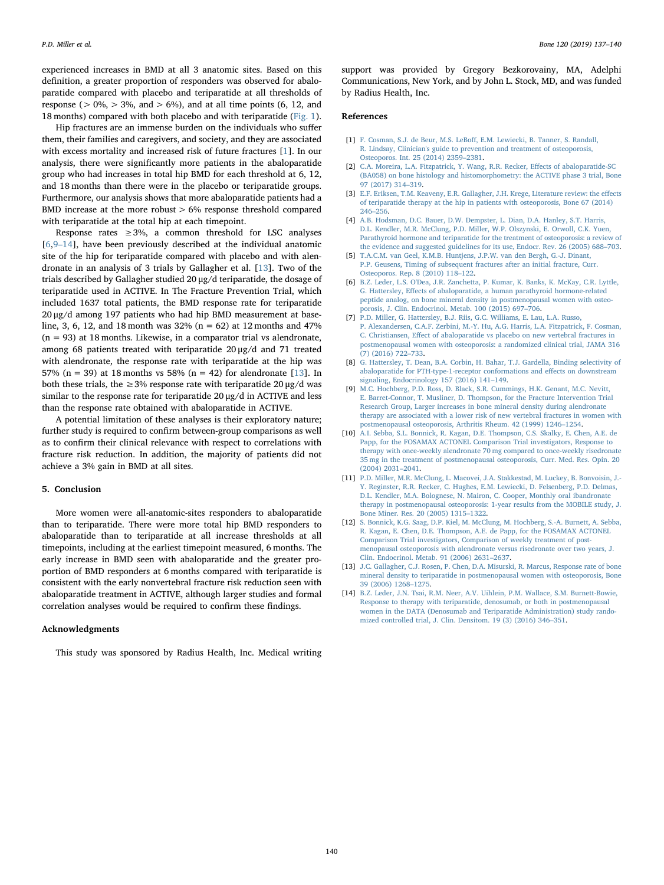experienced increases in BMD at all 3 anatomic sites. Based on this definition, a greater proportion of responders was observed for abaloparatide compared with placebo and teriparatide at all thresholds of response (> 0%, > 3%, and > 6%), and at all time points (6, 12, and 18 months) compared with both placebo and with teriparatide (Fig. 1).

Hip fractures are an immense burden on the individuals who suffer them, their families and caregivers, and society, and they are associated with excess mortality and increased risk of future fractures [1]. In our analysis, there were significantly more patients in the abaloparatide group who had increases in total hip BMD for each threshold at 6, 12, and 18 months than there were in the placebo or teriparatide groups. Furthermore, our analysis shows that more abaloparatide patients had a BMD increase at the more robust > 6% response threshold compared with teriparatide at the total hip at each timepoint.

Response rates ≥3%, a common threshold for LSC analyses [6,9–14], have been previously described at the individual anatomic site of the hip for teriparatide compared with placebo and with alendronate in an analysis of 3 trials by Gallagher et al. [13]. Two of the trials described by Gallagher studied 20 μg/d teriparatide, the dosage of teriparatide used in ACTIVE. In The Fracture Prevention Trial, which included 1637 total patients, the BMD response rate for teriparatide 20 μg/d among 197 patients who had hip BMD measurement at baseline, 3, 6, 12, and 18 month was 32% (n = 62) at 12 months and 47% (n = 93) at 18 months. Likewise, in a comparator trial vs alendronate, among 68 patients treated with teriparatide 20 μg/d and 71 treated with alendronate, the response rate with teriparatide at the hip was 57% (n = 39) at 18 months vs 58% (n = 42) for alendronate [13]. In both these trials, the ≥3% response rate with teriparatide 20 μg/d was similar to the response rate for teriparatide 20 μg/d in ACTIVE and less than the response rate obtained with abaloparatide in ACTIVE.

A potential limitation of these analyses is their exploratory nature; further study is required to confirm between-group comparisons as well as to confirm their clinical relevance with respect to correlations with fracture risk reduction. In addition, the majority of patients did not achieve a 3% gain in BMD at all sites.

## 5. Conclusion

More women were all-anatomic-sites responders to abaloparatide than to teriparatide. There were more total hip BMD responders to abaloparatide than to teriparatide at all increase thresholds at all timepoints, including at the earliest timepoint measured, 6 months. The early increase in BMD seen with abaloparatide and the greater proportion of BMD responders at 6 months compared with teriparatide is consistent with the early nonvertebral fracture risk reduction seen with abaloparatide treatment in ACTIVE, although larger studies and formal correlation analyses would be required to confirm these findings.

## Acknowledgments

This study was sponsored by Radius Health, Inc. Medical writing support was provided by Gregory Bezkorovainy, MA, Adelphi Communications, New York, and by John L. Stock, MD, and was funded by Radius Health, Inc.

## References

[1] F. Cosman, S.J. de Beur, M.S. LeBoff, E.M. Lewiecki, B. Tanner, S. Randall, R. Lindsay, Clinician's guide to prevention and treatment of osteoporosis, Osteoporos. Int. 25 (2014) 2359–2381.

[2] C.A. Moreira, L.A. Fitzpatrick, Y. Wang, R.R. Recker, Effects of abaloparatide-SC (BA058) on bone histology and histomorphometry: the ACTIVE phase 3 trial, Bone 97 (2017) 314–319.

[3] E.F. Eriksen, T.M. Keaveny, E.R. Gallagher, J.H. Krege, Literature review: the effects of teriparatide therapy at the hip in patients with osteoporosis, Bone 67 (2014) 246–256.

[4] A.B. Hodsman, D.C. Bauer, D.W. Dempster, L. Dian, D.A. Hanley, S.T. Harris, D.L. Kendler, M.R. McClung, P.D. Miller, W.P. Olszynski, E. Orwoll, C.K. Yuen, Parathyroid hormone and teriparatide for the treatment of osteoporosis: a review of the evidence and suggested guidelines for its use, Endocr. Rev. 26 (2005) 688–703.

[5] T.A.C.M. van Geel, K.M.B. Huntjens, J.P.W. van den Bergh, G.-J. Dinant, P.P. Geusens, Timing of subsequent fractures after an initial fracture, Curr. Osteoporos. Rep. 8 (2010) 118–122.

[6] B.Z. Leder, L.S. O'Dea, J.R. Zanchetta, P. Kumar, K. Banks, K. McKay, C.R. Lyttle, G. Hattersley, Effects of abaloparatide, a human parathyroid hormone-related peptide analog, on bone mineral density in postmenopausal women with osteoporosis, J. Clin. Endocrinol. Metab. 100 (2015) 697–706.

[7] P.D. Miller, G. Hattersley, B.J. Riis, G.C. Williams, E. Lau, L.A. Russo, P. Alexandersen, C.A.F. Zerbini, M.-Y. Hu, A.G. Harris, L.A. Fitzpatrick, F. Cosman, C. Christiansen, Effect of abaloparatide vs placebo on new vertebral fractures in postmenopausal women with osteoporosis: a randomized clinical trial, JAMA 316 (7) (2016) 722–733.

[8] G. Hattersley, T. Dean, B.A. Corbin, H. Bahar, T.J. Gardella, Binding selectivity of abaloparatide for PTH-type-1-receptor conformations and effects on downstream signaling, Endocrinology 157 (2016) 141–149.

[9] M.C. Hochberg, P.D. Ross, D. Black, S.R. Cummings, H.K. Genant, M.C. Nevitt, E. Barret-Connor, T. Musliner, D. Thompson, for the Fracture Intervention Trial Research Group, Larger increases in bone mineral density during alendronate therapy are associated with a lower risk of new vertebral fractures in women with postmenopausal osteoporosis, Arthritis Rheum. 42 (1999) 1246–1254.

[10] A.I. Sebba, S.L. Bonnick, R. Kagan, D.E. Thompson, C.S. Skalky, E. Chen, A.E. de Papp, for the FOSAMAX ACTONEL Comparison Trial investigators, Response to therapy with once-weekly alendronate 70 mg compared to once-weekly risedronate 35 mg in the treatment of postmenopausal osteoporosis, Curr. Med. Res. Opin. 20 (2004) 2031–2041.

[11] P.D. Miller, M.R. McClung, L. Macovei, J.A. Stakkestad, M. Luckey, B. Bonvoisin, J.-Y. Reginster, R.R. Recker, C. Hughes, E.M. Lewiecki, D. Felsenberg, P.D. Delmas, D.L. Kendler, M.A. Bolognese, N. Mairon, C. Cooper, Monthly oral ibandronate therapy in postmenopausal osteoporosis: 1-year results from the MOBILE study, J. Bone Miner. Res. 20 (2005) 1315–1322.

[12] S. Bonnick, K.G. Saag, D.P. Kiel, M. McClung, M. Hochberg, S.-A. Burnett, A. Sebba, R. Kagan, E. Chen, D.E. Thompson, A.E. de Papp, for the FOSAMAX ACTONEL Comparison Trial investigators, Comparison of weekly treatment of postmenopausal osteoporosis with alendronate versus risedronate over two years, J. Clin. Endocrinol. Metab. 91 (2006) 2631–2637.

[13] J.C. Gallagher, C.J. Rosen, P. Chen, D.A. Misurski, R. Marcus, Response rate of bone mineral density to teriparatide in postmenopausal women with osteoporosis, Bone 39 (2006) 1268–1275.

[14] B.Z. Leder, J.N. Tsai, R.M. Neer, A.V. Uihlein, P.M. Wallace, S.M. Burnett-Bowie, Response to therapy with teriparatide, denosumab, or both in postmenopausal women in the DATA (Denosumab and Teriparatide Administration) study randomized controlled trial, J. Clin. Densitom. 19 (3) (2016) 346–351.